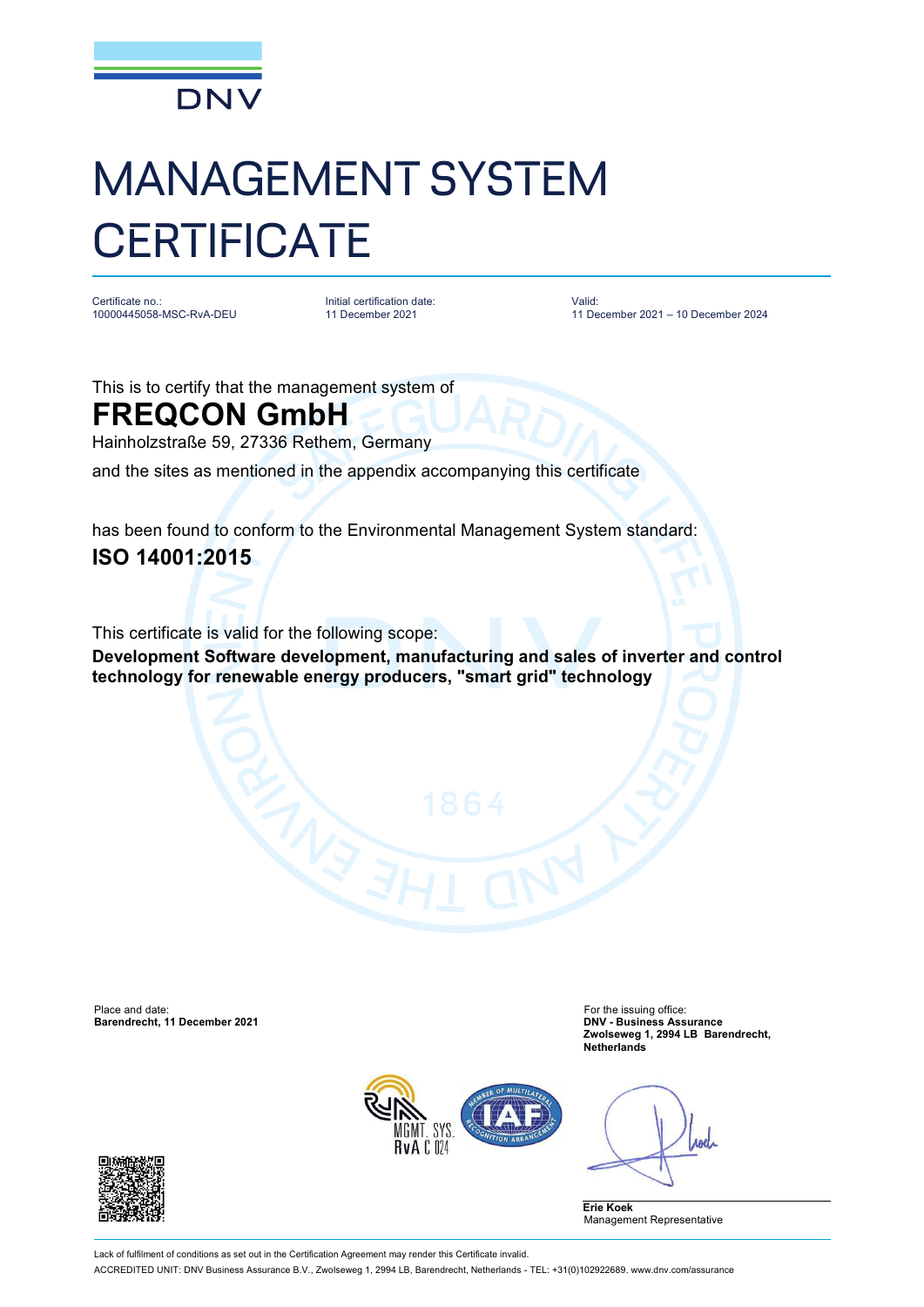DNV

# MANAGEMENT SYSTEM CERTIFICATE

Certificate no.:
10000445058-MSC-RvA-DEU

Initial certification date:
11 December 2021

Valid:
11 December 2021 – 10 December 2024

This is to certify that the management system of

## FREQCON GmbH

Hainholzstraße 59, 27336 Rethem, Germany

and the sites as mentioned in the appendix accompanying this certificate

has been found to conform to the Environmental Management System standard:

## ISO 14001:2015

This certificate is valid for the following scope:

**Development Software development, manufacturing and sales of inverter and control technology for renewable energy producers, "smart grid" technology**

Place and date:
**Barendrecht, 11 December 2021**

For the issuing office:
**DNV - Business Assurance**
**Zwolseweg 1, 2994 LB Barendrecht, Netherlands**

MGMT. SYS.
RvA C 024

**Erie Koek**
Management Representative

Lack of fulfilment of conditions as set out in the Certification Agreement may render this Certificate invalid.

ACCREDITED UNIT: DNV Business Assurance B.V., Zwolseweg 1, 2994 LB, Barendrecht, Netherlands - TEL: +31(0)102922689. www.dnv.com/assurance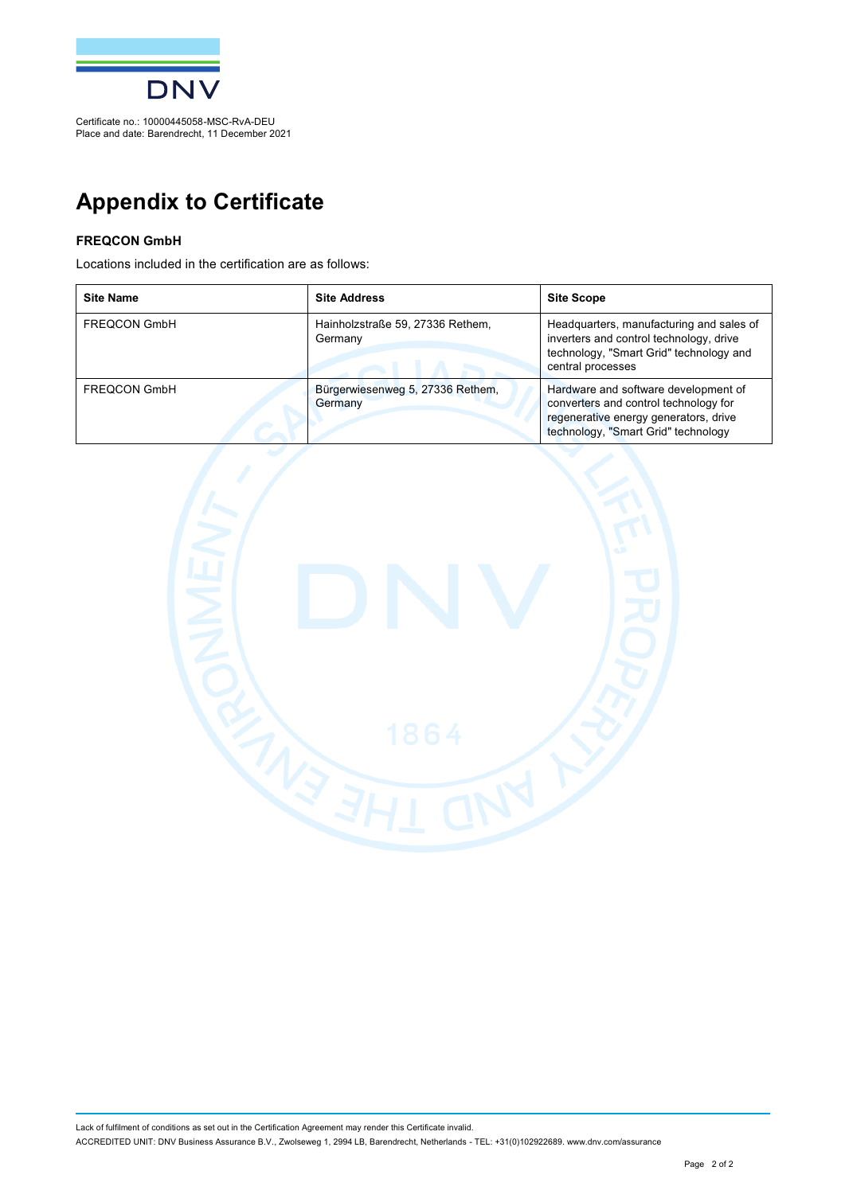Certificate no.: 10000445058-MSC-RvA-DEU
Place and date: Barendrecht, 11 December 2021

# Appendix to Certificate

**FREQCON GmbH**

Locations included in the certification are as follows:

| Site Name | Site Address | Site Scope |
| --- | --- | --- |
| FREQCON GmbH | Hainholzstraße 59, 27336 Rethem, Germany | Headquarters, manufacturing and sales of inverters and control technology, drive technology, "Smart Grid" technology and central processes |
| FREQCON GmbH | Bürgerwiesenweg 5, 27336 Rethem, Germany | Hardware and software development of converters and control technology for regenerative energy generators, drive technology, "Smart Grid" technology |

Lack of fulfilment of conditions as set out in the Certification Agreement may render this Certificate invalid.
ACCREDITED UNIT: DNV Business Assurance B.V., Zwolseweg 1, 2994 LB, Barendrecht, Netherlands - TEL: +31(0)102922689. www.dnv.com/assurance